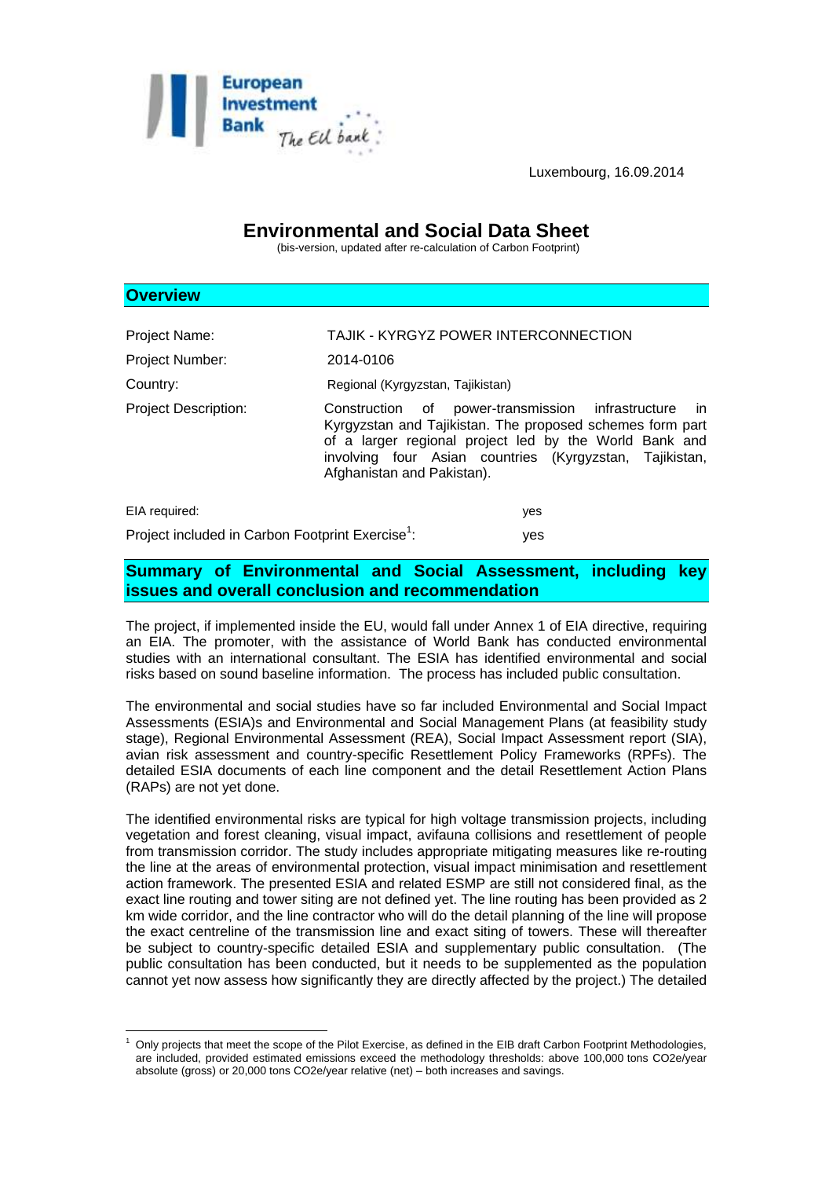European Investment Bank The EU bank

Luxembourg, 16.09.2014

# Environmental and Social Data Sheet

(bis-version, updated after re-calculation of Carbon Footprint)

## Overview

| | |
|---|---|
| Project Name: | TAJIK - KYRGYZ POWER INTERCONNECTION |
| Project Number: | 2014-0106 |
| Country: | Regional (Kyrgyzstan, Tajikistan) |
| Project Description: | Construction of power-transmission infrastructure in Kyrgyzstan and Tajikistan. The proposed schemes form part of a larger regional project led by the World Bank and involving four Asian countries (Kyrgyzstan, Tajikistan, Afghanistan and Pakistan). |

| | |
|---|---|
| EIA required: | yes |
| Project included in Carbon Footprint Exercise[1]: | yes |

## Summary of Environmental and Social Assessment, including key issues and overall conclusion and recommendation

The project, if implemented inside the EU, would fall under Annex 1 of EIA directive, requiring an EIA. The promoter, with the assistance of World Bank has conducted environmental studies with an international consultant. The ESIA has identified environmental and social risks based on sound baseline information. The process has included public consultation.

The environmental and social studies have so far included Environmental and Social Impact Assessments (ESIA)s and Environmental and Social Management Plans (at feasibility study stage), Regional Environmental Assessment (REA), Social Impact Assessment report (SIA), avian risk assessment and country-specific Resettlement Policy Frameworks (RPFs). The detailed ESIA documents of each line component and the detail Resettlement Action Plans (RAPs) are not yet done.

The identified environmental risks are typical for high voltage transmission projects, including vegetation and forest cleaning, visual impact, avifauna collisions and resettlement of people from transmission corridor. The study includes appropriate mitigating measures like re-routing the line at the areas of environmental protection, visual impact minimisation and resettlement action framework. The presented ESIA and related ESMP are still not considered final, as the exact line routing and tower siting are not defined yet. The line routing has been provided as 2 km wide corridor, and the line contractor who will do the detail planning of the line will propose the exact centreline of the transmission line and exact siting of towers. These will thereafter be subject to country-specific detailed ESIA and supplementary public consultation. (The public consultation has been conducted, but it needs to be supplemented as the population cannot yet now assess how significantly they are directly affected by the project.) The detailed

[1] Only projects that meet the scope of the Pilot Exercise, as defined in the EIB draft Carbon Footprint Methodologies, are included, provided estimated emissions exceed the methodology thresholds: above 100,000 tons CO2e/year absolute (gross) or 20,000 tons CO2e/year relative (net) – both increases and savings.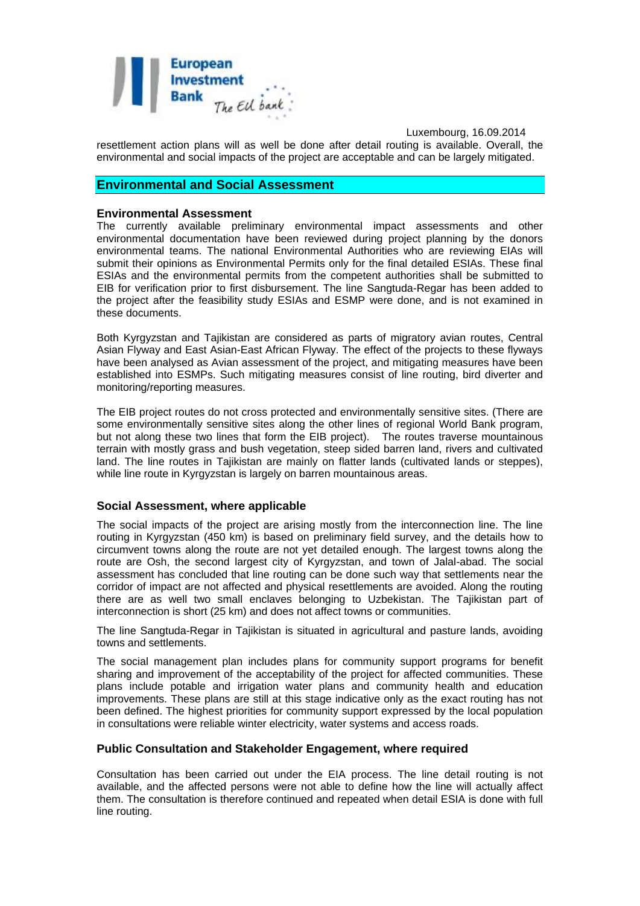resettlement action plans will as well be done after detail routing is available. Overall, the environmental and social impacts of the project are acceptable and can be largely mitigated.

## Environmental and Social Assessment

### Environmental Assessment

The currently available preliminary environmental impact assessments and other environmental documentation have been reviewed during project planning by the donors environmental teams. The national Environmental Authorities who are reviewing EIAs will submit their opinions as Environmental Permits only for the final detailed ESIAs. These final ESIAs and the environmental permits from the competent authorities shall be submitted to EIB for verification prior to first disbursement. The line Sangtuda-Regar has been added to the project after the feasibility study ESIAs and ESMP were done, and is not examined in these documents.

Both Kyrgyzstan and Tajikistan are considered as parts of migratory avian routes, Central Asian Flyway and East Asian-East African Flyway. The effect of the projects to these flyways have been analysed as Avian assessment of the project, and mitigating measures have been established into ESMPs. Such mitigating measures consist of line routing, bird diverter and monitoring/reporting measures.

The EIB project routes do not cross protected and environmentally sensitive sites. (There are some environmentally sensitive sites along the other lines of regional World Bank program, but not along these two lines that form the EIB project). The routes traverse mountainous terrain with mostly grass and bush vegetation, steep sided barren land, rivers and cultivated land. The line routes in Tajikistan are mainly on flatter lands (cultivated lands or steppes), while line route in Kyrgyzstan is largely on barren mountainous areas.

### Social Assessment, where applicable

The social impacts of the project are arising mostly from the interconnection line. The line routing in Kyrgyzstan (450 km) is based on preliminary field survey, and the details how to circumvent towns along the route are not yet detailed enough. The largest towns along the route are Osh, the second largest city of Kyrgyzstan, and town of Jalal-abad. The social assessment has concluded that line routing can be done such way that settlements near the corridor of impact are not affected and physical resettlements are avoided. Along the routing there are as well two small enclaves belonging to Uzbekistan. The Tajikistan part of interconnection is short (25 km) and does not affect towns or communities.

The line Sangtuda-Regar in Tajikistan is situated in agricultural and pasture lands, avoiding towns and settlements.

The social management plan includes plans for community support programs for benefit sharing and improvement of the acceptability of the project for affected communities. These plans include potable and irrigation water plans and community health and education improvements. These plans are still at this stage indicative only as the exact routing has not been defined. The highest priorities for community support expressed by the local population in consultations were reliable winter electricity, water systems and access roads.

### Public Consultation and Stakeholder Engagement, where required

Consultation has been carried out under the EIA process. The line detail routing is not available, and the affected persons were not able to define how the line will actually affect them. The consultation is therefore continued and repeated when detail ESIA is done with full line routing.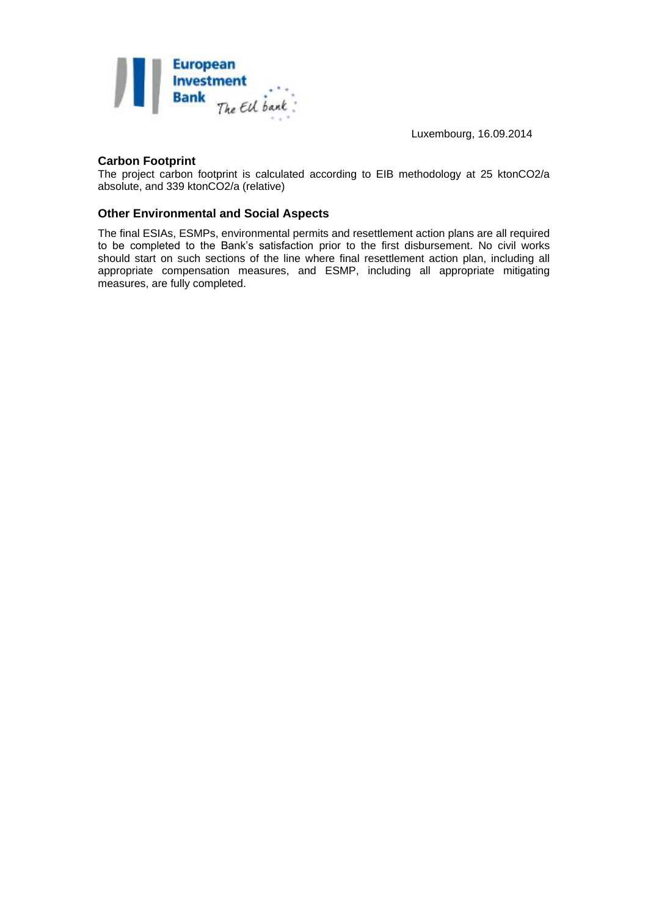Luxembourg, 16.09.2014

## Carbon Footprint

The project carbon footprint is calculated according to EIB methodology at 25 ktonCO2/a absolute, and 339 ktonCO2/a (relative)

## Other Environmental and Social Aspects

The final ESIAs, ESMPs, environmental permits and resettlement action plans are all required to be completed to the Bank's satisfaction prior to the first disbursement. No civil works should start on such sections of the line where final resettlement action plan, including all appropriate compensation measures, and ESMP, including all appropriate mitigating measures, are fully completed.